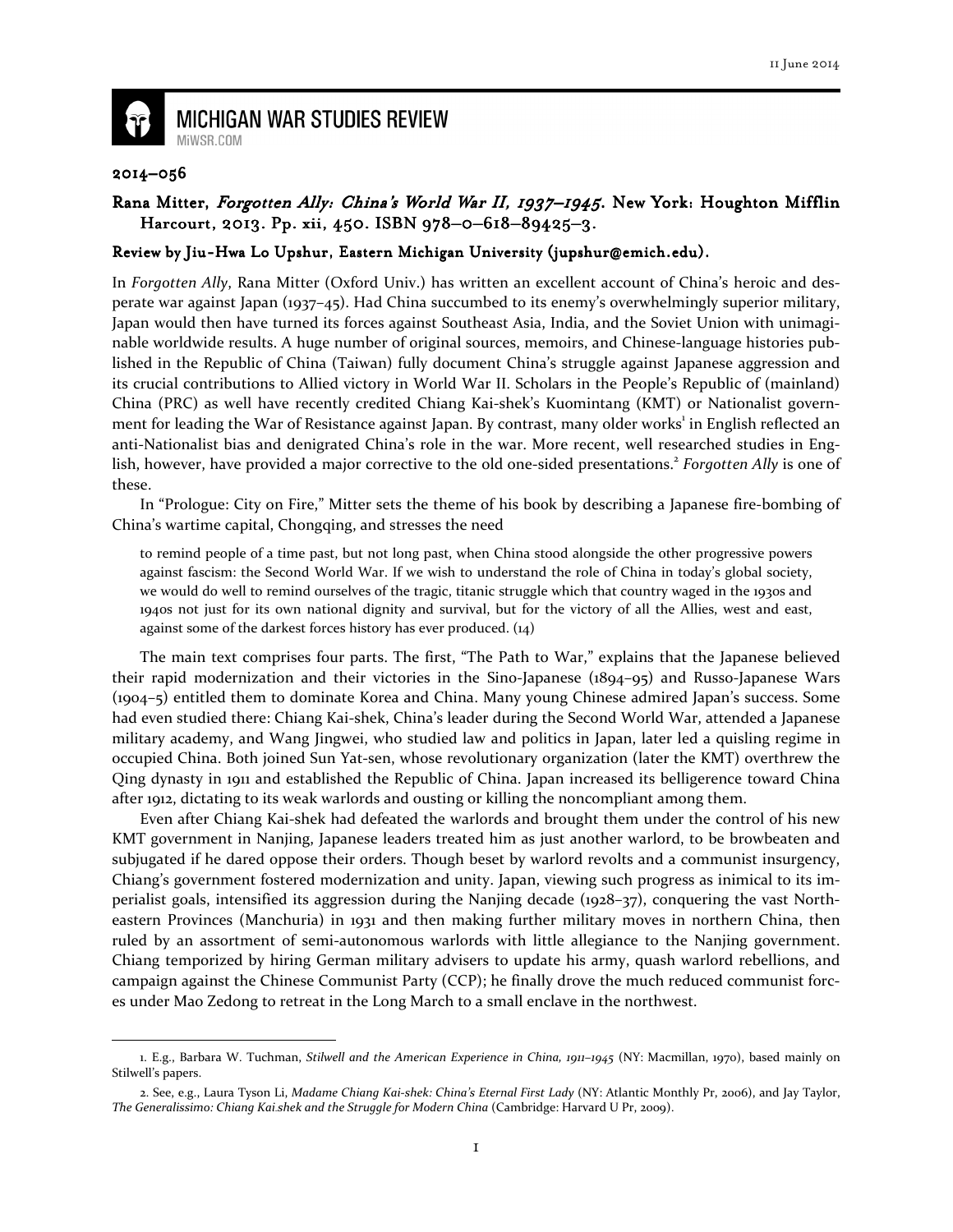11 June 2014

# MICHIGAN WAR STUDIES REVIEW

MiWSR.COM

**2014–056**

## Rana Mitter, *Forgotten Ally: China's World War II, 1937–1945*. New York: Houghton Mifflin Harcourt, 2013. Pp. xii, 450. ISBN 978–0–618–89425–3.

### Review by Jiu-Hwa Lo Upshur, Eastern Michigan University (jupshur@emich.edu).

In *Forgotten Ally*, Rana Mitter (Oxford Univ.) has written an excellent account of China's heroic and desperate war against Japan (1937–45). Had China succumbed to its enemy's overwhelmingly superior military, Japan would then have turned its forces against Southeast Asia, India, and the Soviet Union with unimaginable worldwide results. A huge number of original sources, memoirs, and Chinese-language histories published in the Republic of China (Taiwan) fully document China's struggle against Japanese aggression and its crucial contributions to Allied victory in World War II. Scholars in the People's Republic of (mainland) China (PRC) as well have recently credited Chiang Kai-shek's Kuomintang (KMT) or Nationalist government for leading the War of Resistance against Japan. By contrast, many older works[1] in English reflected an anti-Nationalist bias and denigrated China's role in the war. More recent, well researched studies in English, however, have provided a major corrective to the old one-sided presentations.[2] *Forgotten Ally* is one of these.

In "Prologue: City on Fire," Mitter sets the theme of his book by describing a Japanese fire-bombing of China's wartime capital, Chongqing, and stresses the need

> to remind people of a time past, but not long past, when China stood alongside the other progressive powers against fascism: the Second World War. If we wish to understand the role of China in today's global society, we would do well to remind ourselves of the tragic, titanic struggle which that country waged in the 1930s and 1940s not just for its own national dignity and survival, but for the victory of all the Allies, west and east, against some of the darkest forces history has ever produced. (14)

The main text comprises four parts. The first, "The Path to War," explains that the Japanese believed their rapid modernization and their victories in the Sino-Japanese (1894–95) and Russo-Japanese Wars (1904–5) entitled them to dominate Korea and China. Many young Chinese admired Japan's success. Some had even studied there: Chiang Kai-shek, China's leader during the Second World War, attended a Japanese military academy, and Wang Jingwei, who studied law and politics in Japan, later led a quisling regime in occupied China. Both joined Sun Yat-sen, whose revolutionary organization (later the KMT) overthrew the Qing dynasty in 1911 and established the Republic of China. Japan increased its belligerence toward China after 1912, dictating to its weak warlords and ousting or killing the noncompliant among them.

Even after Chiang Kai-shek had defeated the warlords and brought them under the control of his new KMT government in Nanjing, Japanese leaders treated him as just another warlord, to be browbeaten and subjugated if he dared oppose their orders. Though beset by warlord revolts and a communist insurgency, Chiang's government fostered modernization and unity. Japan, viewing such progress as inimical to its imperialist goals, intensified its aggression during the Nanjing decade (1928–37), conquering the vast Northeastern Provinces (Manchuria) in 1931 and then making further military moves in northern China, then ruled by an assortment of semi-autonomous warlords with little allegiance to the Nanjing government. Chiang temporized by hiring German military advisers to update his army, quash warlord rebellions, and campaign against the Chinese Communist Party (CCP); he finally drove the much reduced communist forces under Mao Zedong to retreat in the Long March to a small enclave in the northwest.

---

1. E.g., Barbara W. Tuchman, *Stilwell and the American Experience in China, 1911–1945* (NY: Macmillan, 1970), based mainly on Stilwell's papers.

2. See, e.g., Laura Tyson Li, *Madame Chiang Kai-shek: China's Eternal First Lady* (NY: Atlantic Monthly Pr, 2006), and Jay Taylor, *The Generalissimo: Chiang Kai.shek and the Struggle for Modern China* (Cambridge: Harvard U Pr, 2009).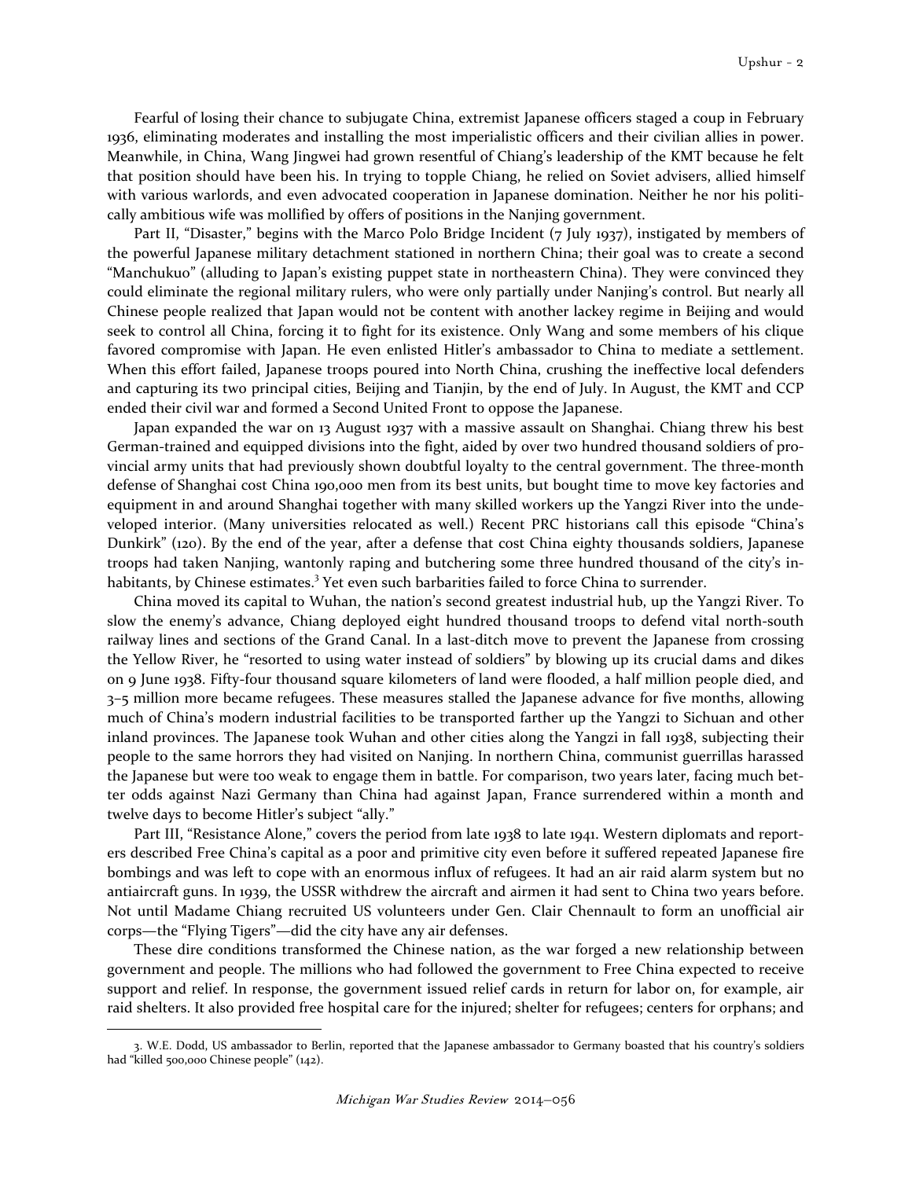Fearful of losing their chance to subjugate China, extremist Japanese officers staged a coup in February 1936, eliminating moderates and installing the most imperialistic officers and their civilian allies in power. Meanwhile, in China, Wang Jingwei had grown resentful of Chiang's leadership of the KMT because he felt that position should have been his. In trying to topple Chiang, he relied on Soviet advisers, allied himself with various warlords, and even advocated cooperation in Japanese domination. Neither he nor his politically ambitious wife was mollified by offers of positions in the Nanjing government.

Part II, "Disaster," begins with the Marco Polo Bridge Incident (7 July 1937), instigated by members of the powerful Japanese military detachment stationed in northern China; their goal was to create a second "Manchukuo" (alluding to Japan's existing puppet state in northeastern China). They were convinced they could eliminate the regional military rulers, who were only partially under Nanjing's control. But nearly all Chinese people realized that Japan would not be content with another lackey regime in Beijing and would seek to control all China, forcing it to fight for its existence. Only Wang and some members of his clique favored compromise with Japan. He even enlisted Hitler's ambassador to China to mediate a settlement. When this effort failed, Japanese troops poured into North China, crushing the ineffective local defenders and capturing its two principal cities, Beijing and Tianjin, by the end of July. In August, the KMT and CCP ended their civil war and formed a Second United Front to oppose the Japanese.

Japan expanded the war on 13 August 1937 with a massive assault on Shanghai. Chiang threw his best German-trained and equipped divisions into the fight, aided by over two hundred thousand soldiers of provincial army units that had previously shown doubtful loyalty to the central government. The three-month defense of Shanghai cost China 190,000 men from its best units, but bought time to move key factories and equipment in and around Shanghai together with many skilled workers up the Yangzi River into the undeveloped interior. (Many universities relocated as well.) Recent PRC historians call this episode "China's Dunkirk" (120). By the end of the year, after a defense that cost China eighty thousands soldiers, Japanese troops had taken Nanjing, wantonly raping and butchering some three hundred thousand of the city's inhabitants, by Chinese estimates.[3] Yet even such barbarities failed to force China to surrender.

China moved its capital to Wuhan, the nation's second greatest industrial hub, up the Yangzi River. To slow the enemy's advance, Chiang deployed eight hundred thousand troops to defend vital north-south railway lines and sections of the Grand Canal. In a last-ditch move to prevent the Japanese from crossing the Yellow River, he "resorted to using water instead of soldiers" by blowing up its crucial dams and dikes on 9 June 1938. Fifty-four thousand square kilometers of land were flooded, a half million people died, and 3–5 million more became refugees. These measures stalled the Japanese advance for five months, allowing much of China's modern industrial facilities to be transported farther up the Yangzi to Sichuan and other inland provinces. The Japanese took Wuhan and other cities along the Yangzi in fall 1938, subjecting their people to the same horrors they had visited on Nanjing. In northern China, communist guerrillas harassed the Japanese but were too weak to engage them in battle. For comparison, two years later, facing much better odds against Nazi Germany than China had against Japan, France surrendered within a month and twelve days to become Hitler's subject "ally."

Part III, "Resistance Alone," covers the period from late 1938 to late 1941. Western diplomats and reporters described Free China's capital as a poor and primitive city even before it suffered repeated Japanese fire bombings and was left to cope with an enormous influx of refugees. It had an air raid alarm system but no antiaircraft guns. In 1939, the USSR withdrew the aircraft and airmen it had sent to China two years before. Not until Madame Chiang recruited US volunteers under Gen. Clair Chennault to form an unofficial air corps—the "Flying Tigers"—did the city have any air defenses.

These dire conditions transformed the Chinese nation, as the war forged a new relationship between government and people. The millions who had followed the government to Free China expected to receive support and relief. In response, the government issued relief cards in return for labor on, for example, air raid shelters. It also provided free hospital care for the injured; shelter for refugees; centers for orphans; and

---

3. W.E. Dodd, US ambassador to Berlin, reported that the Japanese ambassador to Germany boasted that his country's soldiers had "killed 500,000 Chinese people" (142).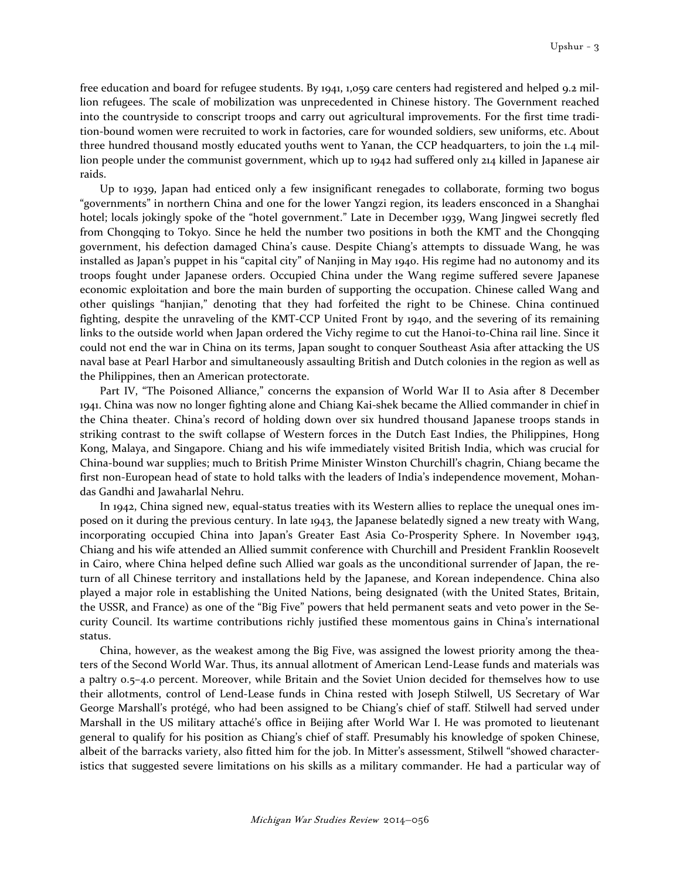free education and board for refugee students. By 1941, 1,059 care centers had registered and helped 9.2 million refugees. The scale of mobilization was unprecedented in Chinese history. The Government reached into the countryside to conscript troops and carry out agricultural improvements. For the first time tradition-bound women were recruited to work in factories, care for wounded soldiers, sew uniforms, etc. About three hundred thousand mostly educated youths went to Yanan, the CCP headquarters, to join the 1.4 million people under the communist government, which up to 1942 had suffered only 214 killed in Japanese air raids.

Up to 1939, Japan had enticed only a few insignificant renegades to collaborate, forming two bogus "governments" in northern China and one for the lower Yangzi region, its leaders ensconced in a Shanghai hotel; locals jokingly spoke of the "hotel government." Late in December 1939, Wang Jingwei secretly fled from Chongqing to Tokyo. Since he held the number two positions in both the KMT and the Chongqing government, his defection damaged China's cause. Despite Chiang's attempts to dissuade Wang, he was installed as Japan's puppet in his "capital city" of Nanjing in May 1940. His regime had no autonomy and its troops fought under Japanese orders. Occupied China under the Wang regime suffered severe Japanese economic exploitation and bore the main burden of supporting the occupation. Chinese called Wang and other quislings "hanjian," denoting that they had forfeited the right to be Chinese. China continued fighting, despite the unraveling of the KMT-CCP United Front by 1940, and the severing of its remaining links to the outside world when Japan ordered the Vichy regime to cut the Hanoi-to-China rail line. Since it could not end the war in China on its terms, Japan sought to conquer Southeast Asia after attacking the US naval base at Pearl Harbor and simultaneously assaulting British and Dutch colonies in the region as well as the Philippines, then an American protectorate.

Part IV, "The Poisoned Alliance," concerns the expansion of World War II to Asia after 8 December 1941. China was now no longer fighting alone and Chiang Kai-shek became the Allied commander in chief in the China theater. China's record of holding down over six hundred thousand Japanese troops stands in striking contrast to the swift collapse of Western forces in the Dutch East Indies, the Philippines, Hong Kong, Malaya, and Singapore. Chiang and his wife immediately visited British India, which was crucial for China-bound war supplies; much to British Prime Minister Winston Churchill's chagrin, Chiang became the first non-European head of state to hold talks with the leaders of India's independence movement, Mohandas Gandhi and Jawaharlal Nehru.

In 1942, China signed new, equal-status treaties with its Western allies to replace the unequal ones imposed on it during the previous century. In late 1943, the Japanese belatedly signed a new treaty with Wang, incorporating occupied China into Japan's Greater East Asia Co-Prosperity Sphere. In November 1943, Chiang and his wife attended an Allied summit conference with Churchill and President Franklin Roosevelt in Cairo, where China helped define such Allied war goals as the unconditional surrender of Japan, the return of all Chinese territory and installations held by the Japanese, and Korean independence. China also played a major role in establishing the United Nations, being designated (with the United States, Britain, the USSR, and France) as one of the "Big Five" powers that held permanent seats and veto power in the Security Council. Its wartime contributions richly justified these momentous gains in China's international status.

China, however, as the weakest among the Big Five, was assigned the lowest priority among the theaters of the Second World War. Thus, its annual allotment of American Lend-Lease funds and materials was a paltry 0.5–4.0 percent. Moreover, while Britain and the Soviet Union decided for themselves how to use their allotments, control of Lend-Lease funds in China rested with Joseph Stilwell, US Secretary of War George Marshall's protégé, who had been assigned to be Chiang's chief of staff. Stilwell had served under Marshall in the US military attaché's office in Beijing after World War I. He was promoted to lieutenant general to qualify for his position as Chiang's chief of staff. Presumably his knowledge of spoken Chinese, albeit of the barracks variety, also fitted him for the job. In Mitter's assessment, Stilwell "showed characteristics that suggested severe limitations on his skills as a military commander. He had a particular way of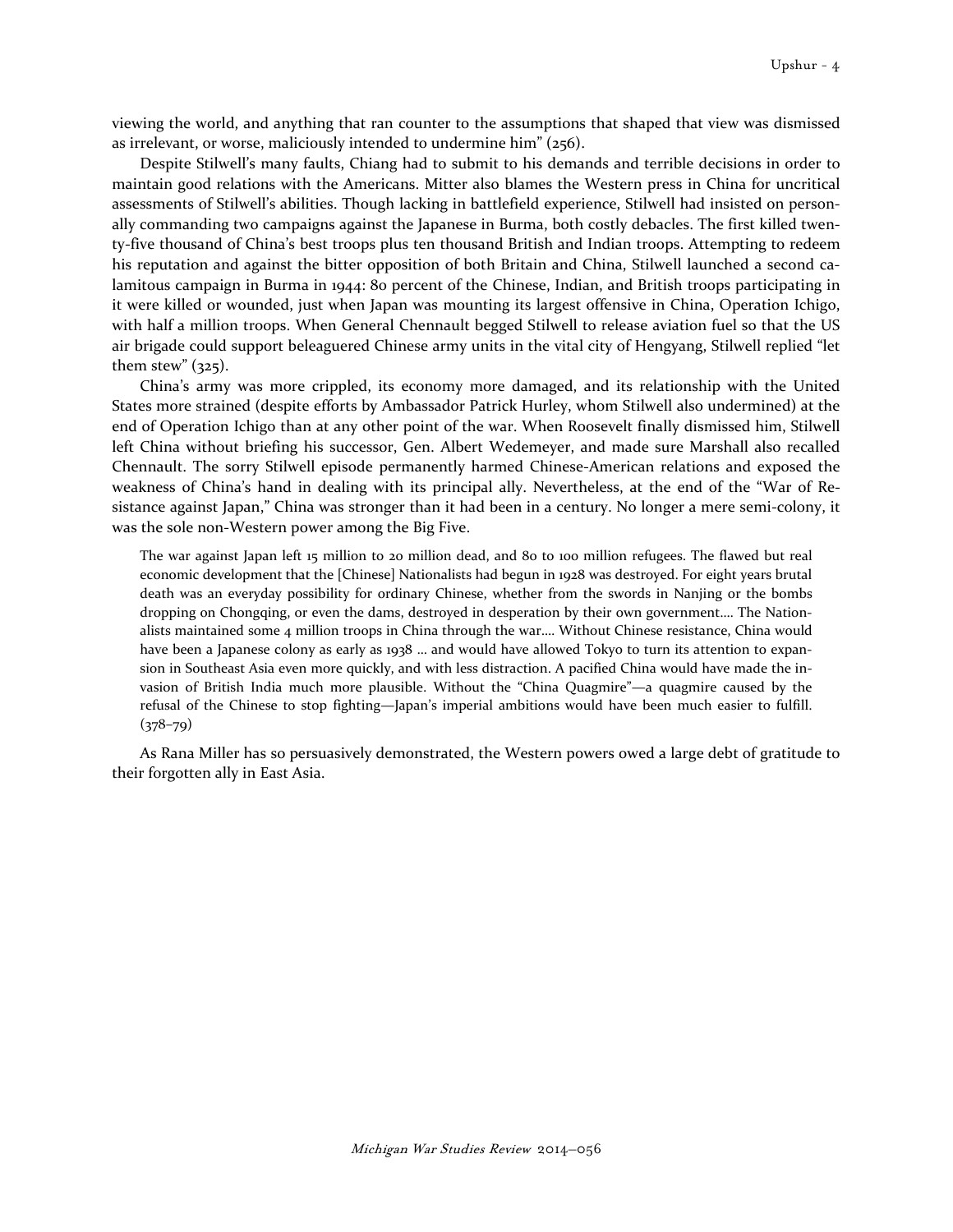viewing the world, and anything that ran counter to the assumptions that shaped that view was dismissed as irrelevant, or worse, maliciously intended to undermine him" (256).

Despite Stilwell's many faults, Chiang had to submit to his demands and terrible decisions in order to maintain good relations with the Americans. Mitter also blames the Western press in China for uncritical assessments of Stilwell's abilities. Though lacking in battlefield experience, Stilwell had insisted on personally commanding two campaigns against the Japanese in Burma, both costly debacles. The first killed twenty-five thousand of China's best troops plus ten thousand British and Indian troops. Attempting to redeem his reputation and against the bitter opposition of both Britain and China, Stilwell launched a second calamitous campaign in Burma in 1944: 80 percent of the Chinese, Indian, and British troops participating in it were killed or wounded, just when Japan was mounting its largest offensive in China, Operation Ichigo, with half a million troops. When General Chennault begged Stilwell to release aviation fuel so that the US air brigade could support beleaguered Chinese army units in the vital city of Hengyang, Stilwell replied "let them stew" (325).

China's army was more crippled, its economy more damaged, and its relationship with the United States more strained (despite efforts by Ambassador Patrick Hurley, whom Stilwell also undermined) at the end of Operation Ichigo than at any other point of the war. When Roosevelt finally dismissed him, Stilwell left China without briefing his successor, Gen. Albert Wedemeyer, and made sure Marshall also recalled Chennault. The sorry Stilwell episode permanently harmed Chinese-American relations and exposed the weakness of China's hand in dealing with its principal ally. Nevertheless, at the end of the "War of Resistance against Japan," China was stronger than it had been in a century. No longer a mere semi-colony, it was the sole non-Western power among the Big Five.

> The war against Japan left 15 million to 20 million dead, and 80 to 100 million refugees. The flawed but real economic development that the [Chinese] Nationalists had begun in 1928 was destroyed. For eight years brutal death was an everyday possibility for ordinary Chinese, whether from the swords in Nanjing or the bombs dropping on Chongqing, or even the dams, destroyed in desperation by their own government…. The Nationalists maintained some 4 million troops in China through the war…. Without Chinese resistance, China would have been a Japanese colony as early as 1938 … and would have allowed Tokyo to turn its attention to expansion in Southeast Asia even more quickly, and with less distraction. A pacified China would have made the invasion of British India much more plausible. Without the "China Quagmire"—a quagmire caused by the refusal of the Chinese to stop fighting—Japan's imperial ambitions would have been much easier to fulfill. (378–79)

As Rana Miller has so persuasively demonstrated, the Western powers owed a large debt of gratitude to their forgotten ally in East Asia.